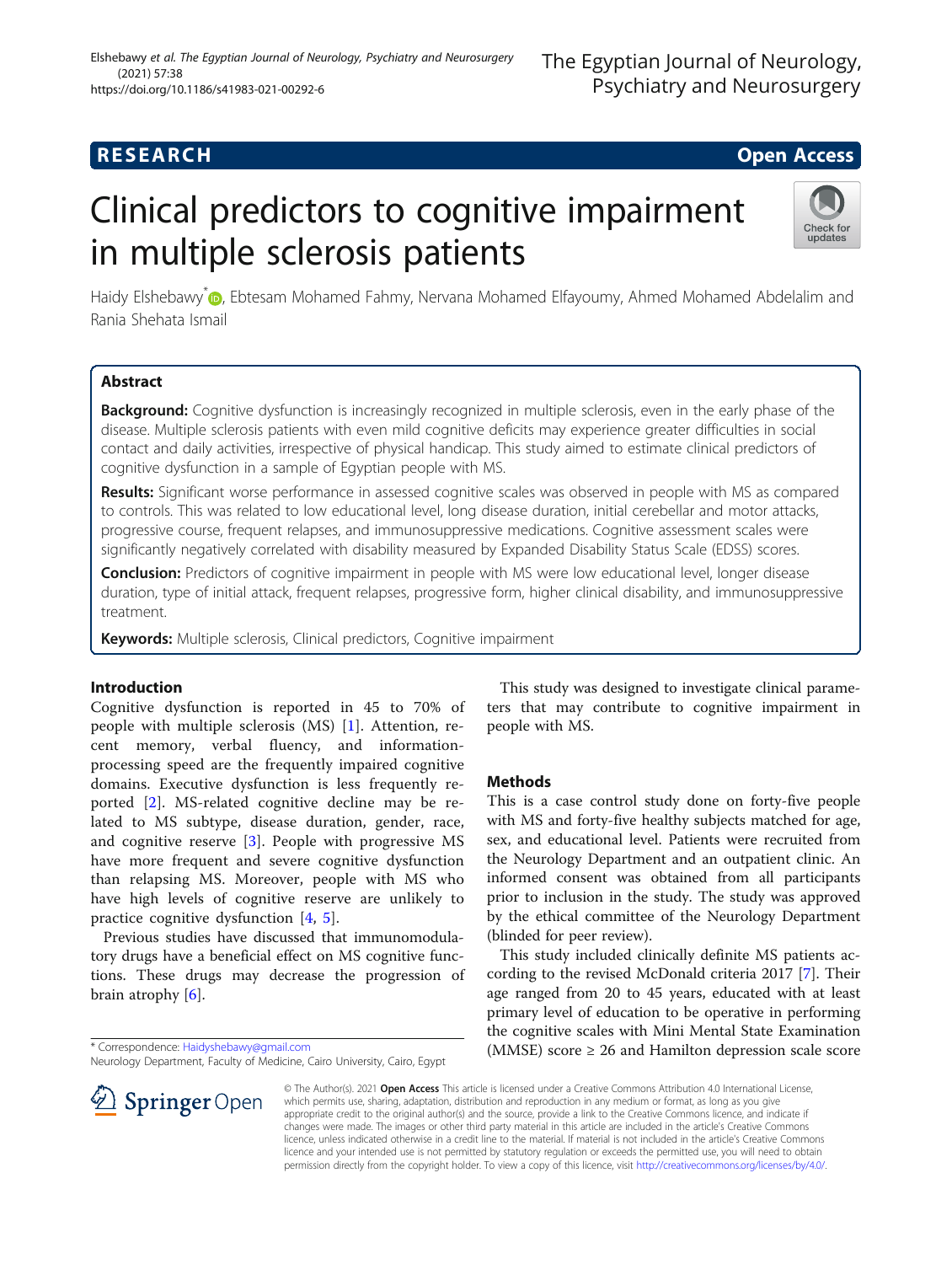RESEARCH

Open Access

# Clinical predictors to cognitive impairment in multiple sclerosis patients

Haidy Elshebawy*, Ebtesam Mohamed Fahmy, Nervana Mohamed Elfayoumy, Ahmed Mohamed Abdelalim and Rania Shehata Ismail

## Abstract

**Background:** Cognitive dysfunction is increasingly recognized in multiple sclerosis, even in the early phase of the disease. Multiple sclerosis patients with even mild cognitive deficits may experience greater difficulties in social contact and daily activities, irrespective of physical handicap. This study aimed to estimate clinical predictors of cognitive dysfunction in a sample of Egyptian people with MS.

**Results:** Significant worse performance in assessed cognitive scales was observed in people with MS as compared to controls. This was related to low educational level, long disease duration, initial cerebellar and motor attacks, progressive course, frequent relapses, and immunosuppressive medications. Cognitive assessment scales were significantly negatively correlated with disability measured by Expanded Disability Status Scale (EDSS) scores.

**Conclusion:** Predictors of cognitive impairment in people with MS were low educational level, longer disease duration, type of initial attack, frequent relapses, progressive form, higher clinical disability, and immunosuppressive treatment.

**Keywords:** Multiple sclerosis, Clinical predictors, Cognitive impairment

## Introduction

Cognitive dysfunction is reported in 45 to 70% of people with multiple sclerosis (MS) [1]. Attention, recent memory, verbal fluency, and information-processing speed are the frequently impaired cognitive domains. Executive dysfunction is less frequently reported [2]. MS-related cognitive decline may be related to MS subtype, disease duration, gender, race, and cognitive reserve [3]. People with progressive MS have more frequent and severe cognitive dysfunction than relapsing MS. Moreover, people with MS who have high levels of cognitive reserve are unlikely to practice cognitive dysfunction [4, 5].

Previous studies have discussed that immunomodulatory drugs have a beneficial effect on MS cognitive functions. These drugs may decrease the progression of brain atrophy [6].

This study was designed to investigate clinical parameters that may contribute to cognitive impairment in people with MS.

## Methods

This is a case control study done on forty-five people with MS and forty-five healthy subjects matched for age, sex, and educational level. Patients were recruited from the Neurology Department and an outpatient clinic. An informed consent was obtained from all participants prior to inclusion in the study. The study was approved by the ethical committee of the Neurology Department (blinded for peer review).

This study included clinically definite MS patients according to the revised McDonald criteria 2017 [7]. Their age ranged from 20 to 45 years, educated with at least primary level of education to be operative in performing the cognitive scales with Mini Mental State Examination (MMSE) score ≥ 26 and Hamilton depression scale score

\* Correspondence: Haidyshebawy@gmail.com
Neurology Department, Faculty of Medicine, Cairo University, Cairo, Egypt

© The Author(s). 2021 **Open Access** This article is licensed under a Creative Commons Attribution 4.0 International License, which permits use, sharing, adaptation, distribution and reproduction in any medium or format, as long as you give appropriate credit to the original author(s) and the source, provide a link to the Creative Commons licence, and indicate if changes were made. The images or other third party material in this article are included in the article's Creative Commons licence, unless indicated otherwise in a credit line to the material. If material is not included in the article's Creative Commons licence and your intended use is not permitted by statutory regulation or exceeds the permitted use, you will need to obtain permission directly from the copyright holder. To view a copy of this licence, visit http://creativecommons.org/licenses/by/4.0/.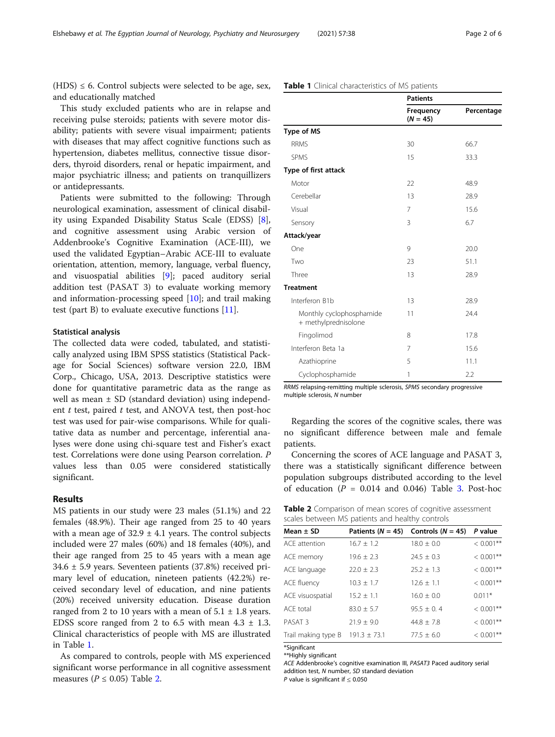(HDS) ≤ 6. Control subjects were selected to be age, sex, and educationally matched

This study excluded patients who are in relapse and receiving pulse steroids; patients with severe motor disability; patients with severe visual impairment; patients with diseases that may affect cognitive functions such as hypertension, diabetes mellitus, connective tissue disorders, thyroid disorders, renal or hepatic impairment, and major psychiatric illness; and patients on tranquillizers or antidepressants.

Patients were submitted to the following: Through neurological examination, assessment of clinical disability using Expanded Disability Status Scale (EDSS) [8], and cognitive assessment using Arabic version of Addenbrooke's Cognitive Examination (ACE-III), we used the validated Egyptian–Arabic ACE-III to evaluate orientation, attention, memory, language, verbal fluency, and visuospatial abilities [9]; paced auditory serial addition test (PASAT 3) to evaluate working memory and information-processing speed [10]; and trail making test (part B) to evaluate executive functions [11].

### Statistical analysis

The collected data were coded, tabulated, and statistically analyzed using IBM SPSS statistics (Statistical Package for Social Sciences) software version 22.0, IBM Corp., Chicago, USA, 2013. Descriptive statistics were done for quantitative parametric data as the range as well as mean ± SD (standard deviation) using independent *t* test, paired *t* test, and ANOVA test, then post-hoc test was used for pair-wise comparisons. While for qualitative data as number and percentage, inferential analyses were done using chi-square test and Fisher's exact test. Correlations were done using Pearson correlation. *P* values less than 0.05 were considered statistically significant.

## Results

MS patients in our study were 23 males (51.1%) and 22 females (48.9%). Their age ranged from 25 to 40 years with a mean age of 32.9 ± 4.1 years. The control subjects included were 27 males (60%) and 18 females (40%), and their age ranged from 25 to 45 years with a mean age 34.6 ± 5.9 years. Seventeen patients (37.8%) received primary level of education, nineteen patients (42.2%) received secondary level of education, and nine patients (20%) received university education. Disease duration ranged from 2 to 10 years with a mean of 5.1 ± 1.8 years. EDSS score ranged from 2 to 6.5 with mean 4.3 ± 1.3. Clinical characteristics of people with MS are illustrated in Table 1.

As compared to controls, people with MS experienced significant worse performance in all cognitive assessment measures ($P \leq 0.05$) Table 2.

**Table 1** Clinical characteristics of MS patients

| | Patients | |
|---|---|---|
| | Frequency ($N$ = 45) | Percentage |
| **Type of MS** | | |
| RRMS | 30 | 66.7 |
| SPMS | 15 | 33.3 |
| **Type of first attack** | | |
| Motor | 22 | 48.9 |
| Cerebellar | 13 | 28.9 |
| Visual | 7 | 15.6 |
| Sensory | 3 | 6.7 |
| **Attack/year** | | |
| One | 9 | 20.0 |
| Two | 23 | 51.1 |
| Three | 13 | 28.9 |
| **Treatment** | | |
| Interferon B1b | 13 | 28.9 |
| Monthly cyclophosphamide + methylprednisolone | 11 | 24.4 |
| Fingolimod | 8 | 17.8 |
| Interferon Beta 1a | 7 | 15.6 |
| Azathioprine | 5 | 11.1 |
| Cyclophosphamide | 1 | 2.2 |

*RRMS* relapsing-remitting multiple sclerosis, *SPMS* secondary progressive multiple sclerosis, *N* number

Regarding the scores of the cognitive scales, there was no significant difference between male and female patients.

Concerning the scores of ACE language and PASAT 3, there was a statistically significant difference between population subgroups distributed according to the level of education ($P$ = 0.014 and 0.046) Table 3. Post-hoc

**Table 2** Comparison of mean scores of cognitive assessment scales between MS patients and healthy controls

| Mean ± SD | Patients ($N$ = 45) | Controls ($N$ = 45) | *P* value |
|---|---|---|---|
| ACE attention | 16.7 ± 1.2 | 18.0 ± 0.0 | < 0.001** |
| ACE memory | 19.6 ± 2.3 | 24.5 ± 0.3 | < 0.001** |
| ACE language | 22.0 ± 2.3 | 25.2 ± 1.3 | < 0.001** |
| ACE fluency | 10.3 ± 1.7 | 12.6 ± 1.1 | < 0.001** |
| ACE visuospatial | 15.2 ± 1.1 | 16.0 ± 0.0 | 0.011* |
| ACE total | 83.0 ± 5.7 | 95.5 ± 0. 4 | < 0.001** |
| PASAT 3 | 21.9 ± 9.0 | 44.8 ± 7.8 | < 0.001** |
| Trail making type B | 191.3 ± 73.1 | 77.5 ± 6.0 | < 0.001** |

*Significant

**Highly significant

*ACE* Addenbrooke's cognitive examination III, *PASAT3* Paced auditory serial addition test, *N* number, *SD* standard deviation

*P* value is significant if ≤ 0.050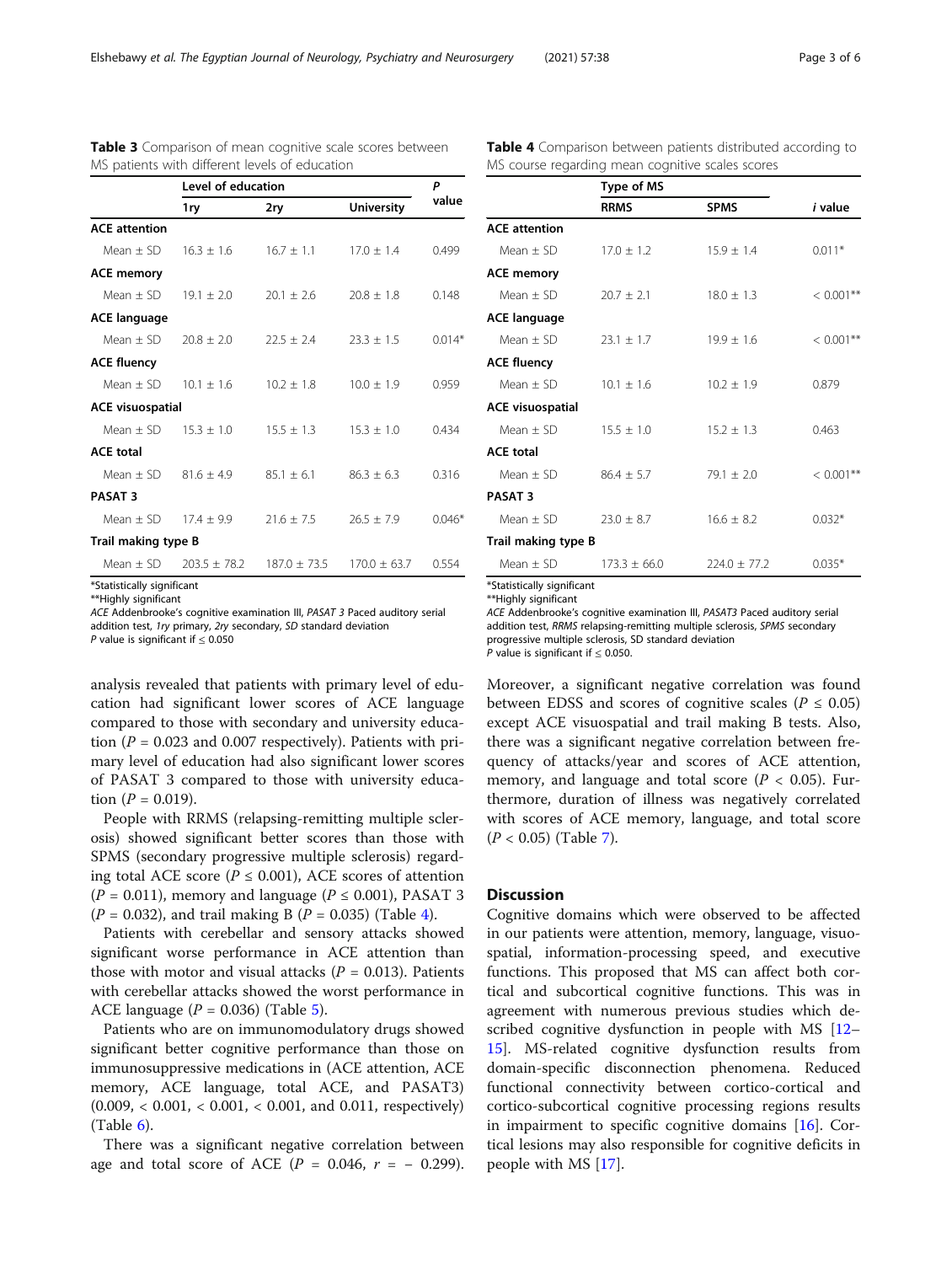**Table 3** Comparison of mean cognitive scale scores between MS patients with different levels of education

| | Level of education | | | P value |
|---|---|---|---|---|
| | 1ry | 2ry | University | |
| **ACE attention** | | | | |
| Mean ± SD | 16.3 ± 1.6 | 16.7 ± 1.1 | 17.0 ± 1.4 | 0.499 |
| **ACE memory** | | | | |
| Mean ± SD | 19.1 ± 2.0 | 20.1 ± 2.6 | 20.8 ± 1.8 | 0.148 |
| **ACE language** | | | | |
| Mean ± SD | 20.8 ± 2.0 | 22.5 ± 2.4 | 23.3 ± 1.5 | 0.014* |
| **ACE fluency** | | | | |
| Mean ± SD | 10.1 ± 1.6 | 10.2 ± 1.8 | 10.0 ± 1.9 | 0.959 |
| **ACE visuospatial** | | | | |
| Mean ± SD | 15.3 ± 1.0 | 15.5 ± 1.3 | 15.3 ± 1.0 | 0.434 |
| **ACE total** | | | | |
| Mean ± SD | 81.6 ± 4.9 | 85.1 ± 6.1 | 86.3 ± 6.3 | 0.316 |
| **PASAT 3** | | | | |
| Mean ± SD | 17.4 ± 9.9 | 21.6 ± 7.5 | 26.5 ± 7.9 | 0.046* |
| **Trail making type B** | | | | |
| Mean ± SD | 203.5 ± 78.2 | 187.0 ± 73.5 | 170.0 ± 63.7 | 0.554 |

*Statistically significant
**Highly significant
*ACE* Addenbrooke's cognitive examination III, *PASAT 3* Paced auditory serial addition test, *1ry* primary, *2ry* secondary, *SD* standard deviation
*P* value is significant if ≤ 0.050

**Table 4** Comparison between patients distributed according to MS course regarding mean cognitive scales scores

| | Type of MS | | *i* value |
|---|---|---|---|
| | RRMS | SPMS | |
| **ACE attention** | | | |
| Mean ± SD | 17.0 ± 1.2 | 15.9 ± 1.4 | 0.011* |
| **ACE memory** | | | |
| Mean ± SD | 20.7 ± 2.1 | 18.0 ± 1.3 | < 0.001** |
| **ACE language** | | | |
| Mean ± SD | 23.1 ± 1.7 | 19.9 ± 1.6 | < 0.001** |
| **ACE fluency** | | | |
| Mean ± SD | 10.1 ± 1.6 | 10.2 ± 1.9 | 0.879 |
| **ACE visuospatial** | | | |
| Mean ± SD | 15.5 ± 1.0 | 15.2 ± 1.3 | 0.463 |
| **ACE total** | | | |
| Mean ± SD | 86.4 ± 5.7 | 79.1 ± 2.0 | < 0.001** |
| **PASAT 3** | | | |
| Mean ± SD | 23.0 ± 8.7 | 16.6 ± 8.2 | 0.032* |
| **Trail making type B** | | | |
| Mean ± SD | 173.3 ± 66.0 | 224.0 ± 77.2 | 0.035* |

*Statistically significant
**Highly significant
*ACE* Addenbrooke's cognitive examination III, *PASAT3* Paced auditory serial addition test, *RRMS* relapsing-remitting multiple sclerosis, *SPMS* secondary progressive multiple sclerosis, SD standard deviation
*P* value is significant if ≤ 0.050.

analysis revealed that patients with primary level of education had significant lower scores of ACE language compared to those with secondary and university education ($P$ = 0.023 and 0.007 respectively). Patients with primary level of education had also significant lower scores of PASAT 3 compared to those with university education ($P$ = 0.019).

People with RRMS (relapsing-remitting multiple sclerosis) showed significant better scores than those with SPMS (secondary progressive multiple sclerosis) regarding total ACE score ($P \leq 0.001$), ACE scores of attention ($P$ = 0.011), memory and language ($P \leq 0.001$), PASAT 3 ($P$ = 0.032), and trail making B ($P$ = 0.035) (Table 4).

Patients with cerebellar and sensory attacks showed significant worse performance in ACE attention than those with motor and visual attacks ($P$ = 0.013). Patients with cerebellar attacks showed the worst performance in ACE language ($P$ = 0.036) (Table 5).

Patients who are on immunomodulatory drugs showed significant better cognitive performance than those on immunosuppressive medications in (ACE attention, ACE memory, ACE language, total ACE, and PASAT3) (0.009, < 0.001, < 0.001, < 0.001, and 0.011, respectively) (Table 6).

There was a significant negative correlation between age and total score of ACE ($P$ = 0.046, $r$ = − 0.299). Moreover, a significant negative correlation was found between EDSS and scores of cognitive scales ($P \leq 0.05$) except ACE visuospatial and trail making B tests. Also, there was a significant negative correlation between frequency of attacks/year and scores of ACE attention, memory, and language and total score ($P < 0.05$). Furthermore, duration of illness was negatively correlated with scores of ACE memory, language, and total score ($P < 0.05$) (Table 7).

## Discussion

Cognitive domains which were observed to be affected in our patients were attention, memory, language, visuospatial, information-processing speed, and executive functions. This proposed that MS can affect both cortical and subcortical cognitive functions. This was in agreement with numerous previous studies which described cognitive dysfunction in people with MS [12–15]. MS-related cognitive dysfunction results from domain-specific disconnection phenomena. Reduced functional connectivity between cortico-cortical and cortico-subcortical cognitive processing regions results in impairment to specific cognitive domains [16]. Cortical lesions may also responsible for cognitive deficits in people with MS [17].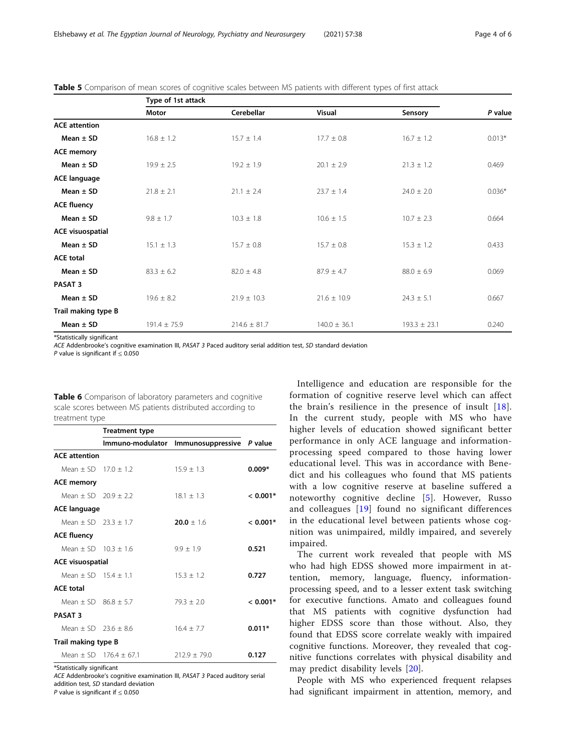**Table 5** Comparison of mean scores of cognitive scales between MS patients with different types of first attack

| | Type of 1st attack | | | | |
|---|---|---|---|---|---|
| | **Motor** | **Cerebellar** | **Visual** | **Sensory** | ***P* value** |
| **ACE attention** | | | | | |
| **Mean ± SD** | 16.8 ± 1.2 | 15.7 ± 1.4 | 17.7 ± 0.8 | 16.7 ± 1.2 | 0.013* |
| **ACE memory** | | | | | |
| **Mean ± SD** | 19.9 ± 2.5 | 19.2 ± 1.9 | 20.1 ± 2.9 | 21.3 ± 1.2 | 0.469 |
| **ACE language** | | | | | |
| **Mean ± SD** | 21.8 ± 2.1 | 21.1 ± 2.4 | 23.7 ± 1.4 | 24.0 ± 2.0 | 0.036* |
| **ACE fluency** | | | | | |
| **Mean ± SD** | 9.8 ± 1.7 | 10.3 ± 1.8 | 10.6 ± 1.5 | 10.7 ± 2.3 | 0.664 |
| **ACE visuospatial** | | | | | |
| **Mean ± SD** | 15.1 ± 1.3 | 15.7 ± 0.8 | 15.7 ± 0.8 | 15.3 ± 1.2 | 0.433 |
| **ACE total** | | | | | |
| **Mean ± SD** | 83.3 ± 6.2 | 82.0 ± 4.8 | 87.9 ± 4.7 | 88.0 ± 6.9 | 0.069 |
| **PASAT 3** | | | | | |
| **Mean ± SD** | 19.6 ± 8.2 | 21.9 ± 10.3 | 21.6 ± 10.9 | 24.3 ± 5.1 | 0.667 |
| **Trail making type B** | | | | | |
| **Mean ± SD** | 191.4 ± 75.9 | 214.6 ± 81.7 | 140.0 ± 36.1 | 193.3 ± 23.1 | 0.240 |

*Statistically significant
*ACE* Addenbrooke's cognitive examination III, *PASAT 3* Paced auditory serial addition test, *SD* standard deviation
*P* value is significant if ≤ 0.050

**Table 6** Comparison of laboratory parameters and cognitive scale scores between MS patients distributed according to treatment type

| | Treatment type | | |
|---|---|---|---|
| | **Immuno-modulator** | **Immunosuppressive** | ***P* value** |
| **ACE attention** | | | |
| Mean ± SD | 17.0 ± 1.2 | 15.9 ± 1.3 | **0.009*** |
| **ACE memory** | | | |
| Mean ± SD | 20.9 ± 2.2 | 18.1 ± 1.3 | **< 0.001*** |
| **ACE language** | | | |
| Mean ± SD | 23.3 ± 1.7 | **20.0** ± 1.6 | **< 0.001*** |
| **ACE fluency** | | | |
| Mean ± SD | 10.3 ± 1.6 | 9.9 ± 1.9 | **0.521** |
| **ACE visuospatial** | | | |
| Mean ± SD | 15.4 ± 1.1 | 15.3 ± 1.2 | **0.727** |
| **ACE total** | | | |
| Mean ± SD | 86.8 ± 5.7 | 79.3 ± 2.0 | **< 0.001*** |
| **PASAT 3** | | | |
| Mean ± SD | 23.6 ± 8.6 | 16.4 ± 7.7 | **0.011*** |
| **Trail making type B** | | | |
| Mean ± SD | 176.4 ± 67.1 | 212.9 ± 79.0 | **0.127** |

*Statistically significant
*ACE* Addenbrooke's cognitive examination III, *PASAT 3* Paced auditory serial addition test, *SD* standard deviation
*P* value is significant if ≤ 0.050

Intelligence and education are responsible for the formation of cognitive reserve level which can affect the brain's resilience in the presence of insult [18]. In the current study, people with MS who have higher levels of education showed significant better performance in only ACE language and information-processing speed compared to those having lower educational level. This was in accordance with Benedict and his colleagues who found that MS patients with a low cognitive reserve at baseline suffered a noteworthy cognitive decline [5]. However, Russo and colleagues [19] found no significant differences in the educational level between patients whose cognition was unimpaired, mildly impaired, and severely impaired.

The current work revealed that people with MS who had high EDSS showed more impairment in attention, memory, language, fluency, information-processing speed, and to a lesser extent task switching for executive functions. Amato and colleagues found that MS patients with cognitive dysfunction had higher EDSS score than those without. Also, they found that EDSS score correlate weakly with impaired cognitive functions. Moreover, they revealed that cognitive functions correlates with physical disability and may predict disability levels [20].

People with MS who experienced frequent relapses had significant impairment in attention, memory, and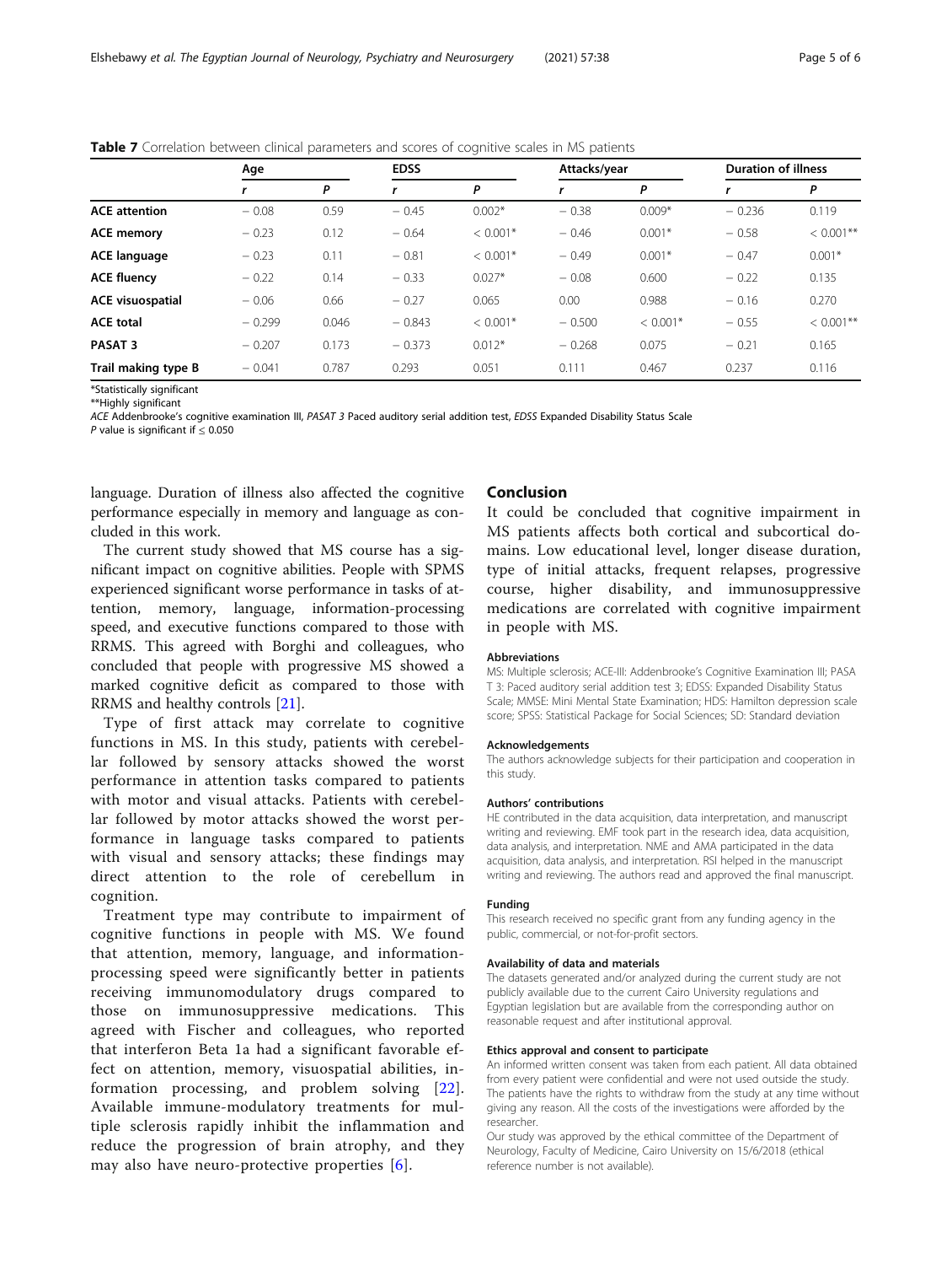**Table 7** Correlation between clinical parameters and scores of cognitive scales in MS patients

| | Age | | EDSS | | Attacks/year | | Duration of illness | |
|---|---|---|---|---|---|---|---|---|
| | r | P | r | P | r | P | r | P |
| **ACE attention** | − 0.08 | 0.59 | − 0.45 | 0.002* | − 0.38 | 0.009* | − 0.236 | 0.119 |
| **ACE memory** | − 0.23 | 0.12 | − 0.64 | < 0.001* | − 0.46 | 0.001* | − 0.58 | < 0.001** |
| **ACE language** | − 0.23 | 0.11 | − 0.81 | < 0.001* | − 0.49 | 0.001* | − 0.47 | 0.001* |
| **ACE fluency** | − 0.22 | 0.14 | − 0.33 | 0.027* | − 0.08 | 0.600 | − 0.22 | 0.135 |
| **ACE visuospatial** | − 0.06 | 0.66 | − 0.27 | 0.065 | 0.00 | 0.988 | − 0.16 | 0.270 |
| **ACE total** | − 0.299 | 0.046 | − 0.843 | < 0.001* | − 0.500 | < 0.001* | − 0.55 | < 0.001** |
| **PASAT 3** | − 0.207 | 0.173 | − 0.373 | 0.012* | − 0.268 | 0.075 | − 0.21 | 0.165 |
| **Trail making type B** | − 0.041 | 0.787 | 0.293 | 0.051 | 0.111 | 0.467 | 0.237 | 0.116 |

*Statistically significant

**Highly significant

*ACE* Addenbrooke's cognitive examination III, *PASAT 3* Paced auditory serial addition test, *EDSS* Expanded Disability Status Scale

*P* value is significant if ≤ 0.050

language. Duration of illness also affected the cognitive performance especially in memory and language as concluded in this work.

The current study showed that MS course has a significant impact on cognitive abilities. People with SPMS experienced significant worse performance in tasks of attention, memory, language, information-processing speed, and executive functions compared to those with RRMS. This agreed with Borghi and colleagues, who concluded that people with progressive MS showed a marked cognitive deficit as compared to those with RRMS and healthy controls [21].

Type of first attack may correlate to cognitive functions in MS. In this study, patients with cerebellar followed by sensory attacks showed the worst performance in attention tasks compared to patients with motor and visual attacks. Patients with cerebellar followed by motor attacks showed the worst performance in language tasks compared to patients with visual and sensory attacks; these findings may direct attention to the role of cerebellum in cognition.

Treatment type may contribute to impairment of cognitive functions in people with MS. We found that attention, memory, language, and information-processing speed were significantly better in patients receiving immunomodulatory drugs compared to those on immunosuppressive medications. This agreed with Fischer and colleagues, who reported that interferon Beta 1a had a significant favorable effect on attention, memory, visuospatial abilities, information processing, and problem solving [22]. Available immune-modulatory treatments for multiple sclerosis rapidly inhibit the inflammation and reduce the progression of brain atrophy, and they may also have neuro-protective properties [6].

## Conclusion

It could be concluded that cognitive impairment in MS patients affects both cortical and subcortical domains. Low educational level, longer disease duration, type of initial attacks, frequent relapses, progressive course, higher disability, and immunosuppressive medications are correlated with cognitive impairment in people with MS.

#### Abbreviations

MS: Multiple sclerosis; ACE-III: Addenbrooke's Cognitive Examination III; PASAT 3: Paced auditory serial addition test 3; EDSS: Expanded Disability Status Scale; MMSE: Mini Mental State Examination; HDS: Hamilton depression scale score; SPSS: Statistical Package for Social Sciences; SD: Standard deviation

#### Acknowledgements

The authors acknowledge subjects for their participation and cooperation in this study.

#### Authors' contributions

HE contributed in the data acquisition, data interpretation, and manuscript writing and reviewing. EMF took part in the research idea, data acquisition, data analysis, and interpretation. NME and AMA participated in the data acquisition, data analysis, and interpretation. RSI helped in the manuscript writing and reviewing. The authors read and approved the final manuscript.

#### Funding

This research received no specific grant from any funding agency in the public, commercial, or not-for-profit sectors.

#### Availability of data and materials

The datasets generated and/or analyzed during the current study are not publicly available due to the current Cairo University regulations and Egyptian legislation but are available from the corresponding author on reasonable request and after institutional approval.

#### Ethics approval and consent to participate

An informed written consent was taken from each patient. All data obtained from every patient were confidential and were not used outside the study. The patients have the rights to withdraw from the study at any time without giving any reason. All the costs of the investigations were afforded by the researcher.

Our study was approved by the ethical committee of the Department of Neurology, Faculty of Medicine, Cairo University on 15/6/2018 (ethical reference number is not available).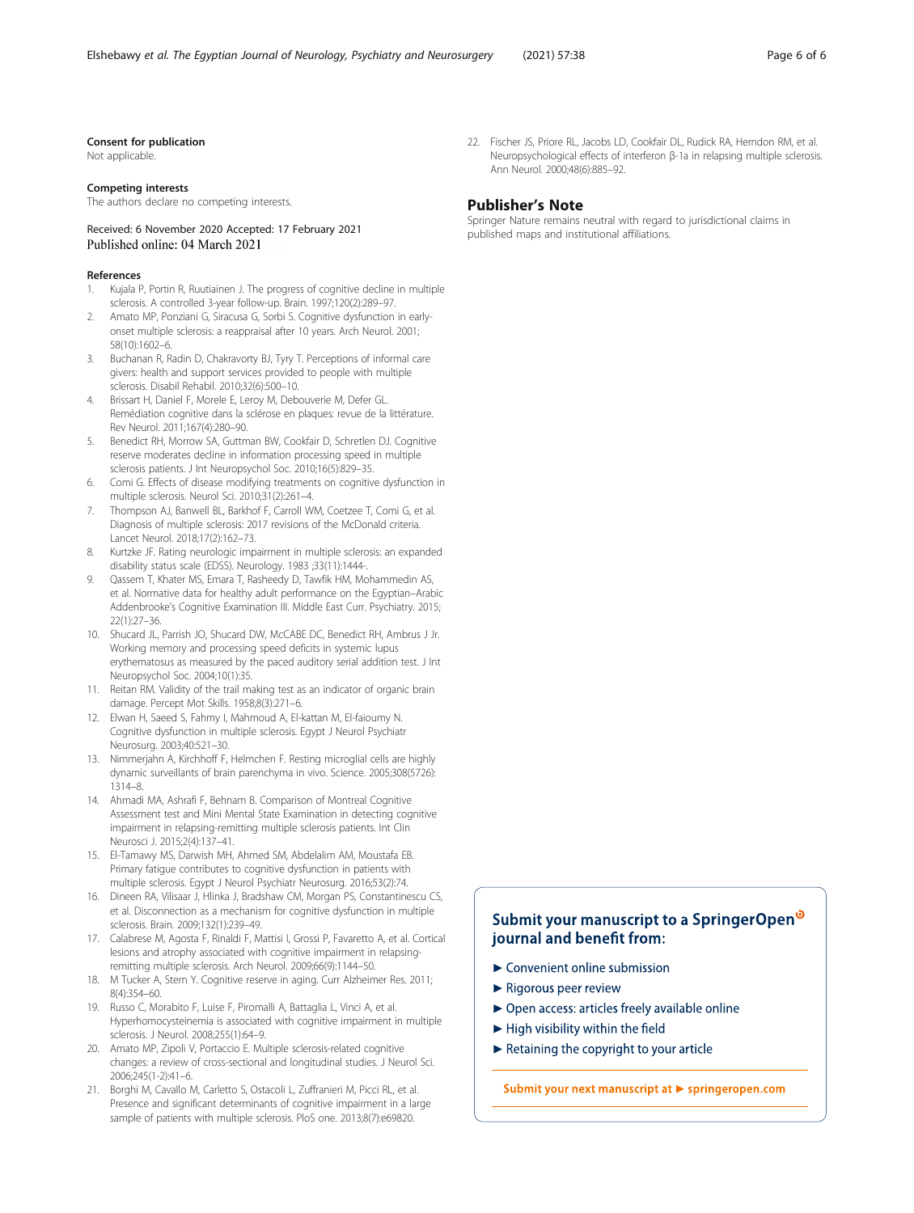### Consent for publication

Not applicable.

### Competing interests

The authors declare no competing interests.

Received: 6 November 2020 Accepted: 17 February 2021
Published online: 04 March 2021

### References

1. Kujala P, Portin R, Ruutiainen J. The progress of cognitive decline in multiple sclerosis. A controlled 3-year follow-up. Brain. 1997;120(2):289–97.
2. Amato MP, Ponziani G, Siracusa G, Sorbi S. Cognitive dysfunction in early-onset multiple sclerosis: a reappraisal after 10 years. Arch Neurol. 2001; 58(10):1602–6.
3. Buchanan R, Radin D, Chakravorty BJ, Tyry T. Perceptions of informal care givers: health and support services provided to people with multiple sclerosis. Disabil Rehabil. 2010;32(6):500–10.
4. Brissart H, Daniel F, Morele E, Leroy M, Debouverie M, Defer GL. Remédiation cognitive dans la sclérose en plaques: revue de la littérature. Rev Neurol. 2011;167(4):280–90.
5. Benedict RH, Morrow SA, Guttman BW, Cookfair D, Schretlen DJ. Cognitive reserve moderates decline in information processing speed in multiple sclerosis patients. J Int Neuropsychol Soc. 2010;16(5):829–35.
6. Comi G. Effects of disease modifying treatments on cognitive dysfunction in multiple sclerosis. Neurol Sci. 2010;31(2):261–4.
7. Thompson AJ, Banwell BL, Barkhof F, Carroll WM, Coetzee T, Comi G, et al. Diagnosis of multiple sclerosis: 2017 revisions of the McDonald criteria. Lancet Neurol. 2018;17(2):162–73.
8. Kurtzke JF. Rating neurologic impairment in multiple sclerosis: an expanded disability status scale (EDSS). Neurology. 1983 ;33(11):1444-.
9. Qassem T, Khater MS, Emara T, Rasheedy D, Tawfik HM, Mohammedin AS, et al. Normative data for healthy adult performance on the Egyptian–Arabic Addenbrooke's Cognitive Examination III. Middle East Curr. Psychiatry. 2015; 22(1):27–36.
10. Shucard JL, Parrish JO, Shucard DW, McCABE DC, Benedict RH, Ambrus J Jr. Working memory and processing speed deficits in systemic lupus erythematosus as measured by the paced auditory serial addition test. J Int Neuropsychol Soc. 2004;10(1):35.
11. Reitan RM. Validity of the trail making test as an indicator of organic brain damage. Percept Mot Skills. 1958;8(3):271–6.
12. Elwan H, Saeed S, Fahmy I, Mahmoud A, El-kattan M, El-faioumy N. Cognitive dysfunction in multiple sclerosis. Egypt J Neurol Psychiatr Neurosurg. 2003;40:521–30.
13. Nimmerjahn A, Kirchhoff F, Helmchen F. Resting microglial cells are highly dynamic surveillants of brain parenchyma in vivo. Science. 2005;308(5726): 1314–8.
14. Ahmadi MA, Ashrafi F, Behnam B. Comparison of Montreal Cognitive Assessment test and Mini Mental State Examination in detecting cognitive impairment in relapsing-remitting multiple sclerosis patients. Int Clin Neurosci J. 2015;2(4):137–41.
15. El-Tamawy MS, Darwish MH, Ahmed SM, Abdelalim AM, Moustafa EB. Primary fatigue contributes to cognitive dysfunction in patients with multiple sclerosis. Egypt J Neurol Psychiatr Neurosurg. 2016;53(2):74.
16. Dineen RA, Vilisaar J, Hlinka J, Bradshaw CM, Morgan PS, Constantinescu CS, et al. Disconnection as a mechanism for cognitive dysfunction in multiple sclerosis. Brain. 2009;132(1):239–49.
17. Calabrese M, Agosta F, Rinaldi F, Mattisi I, Grossi P, Favaretto A, et al. Cortical lesions and atrophy associated with cognitive impairment in relapsing-remitting multiple sclerosis. Arch Neurol. 2009;66(9):1144–50.
18. M Tucker A, Stern Y. Cognitive reserve in aging. Curr Alzheimer Res. 2011; 8(4):354–60.
19. Russo C, Morabito F, Luise F, Piromalli A, Battaglia L, Vinci A, et al. Hyperhomocysteinemia is associated with cognitive impairment in multiple sclerosis. J Neurol. 2008;255(1):64–9.
20. Amato MP, Zipoli V, Portaccio E. Multiple sclerosis-related cognitive changes: a review of cross-sectional and longitudinal studies. J Neurol Sci. 2006;245(1-2):41–6.
21. Borghi M, Cavallo M, Carletto S, Ostacoli L, Zuffranieri M, Picci RL, et al. Presence and significant determinants of cognitive impairment in a large sample of patients with multiple sclerosis. PloS one. 2013;8(7):e69820.
22. Fischer JS, Priore RL, Jacobs LD, Cookfair DL, Rudick RA, Herndon RM, et al. Neuropsychological effects of interferon β-1a in relapsing multiple sclerosis. Ann Neurol. 2000;48(6):885–92.

## Publisher's Note

Springer Nature remains neutral with regard to jurisdictional claims in published maps and institutional affiliations.

**Submit your manuscript to a SpringerOpen journal and benefit from:**

- ► Convenient online submission
- ► Rigorous peer review
- ► Open access: articles freely available online
- ► High visibility within the field
- ► Retaining the copyright to your article

Submit your next manuscript at ► springeropen.com